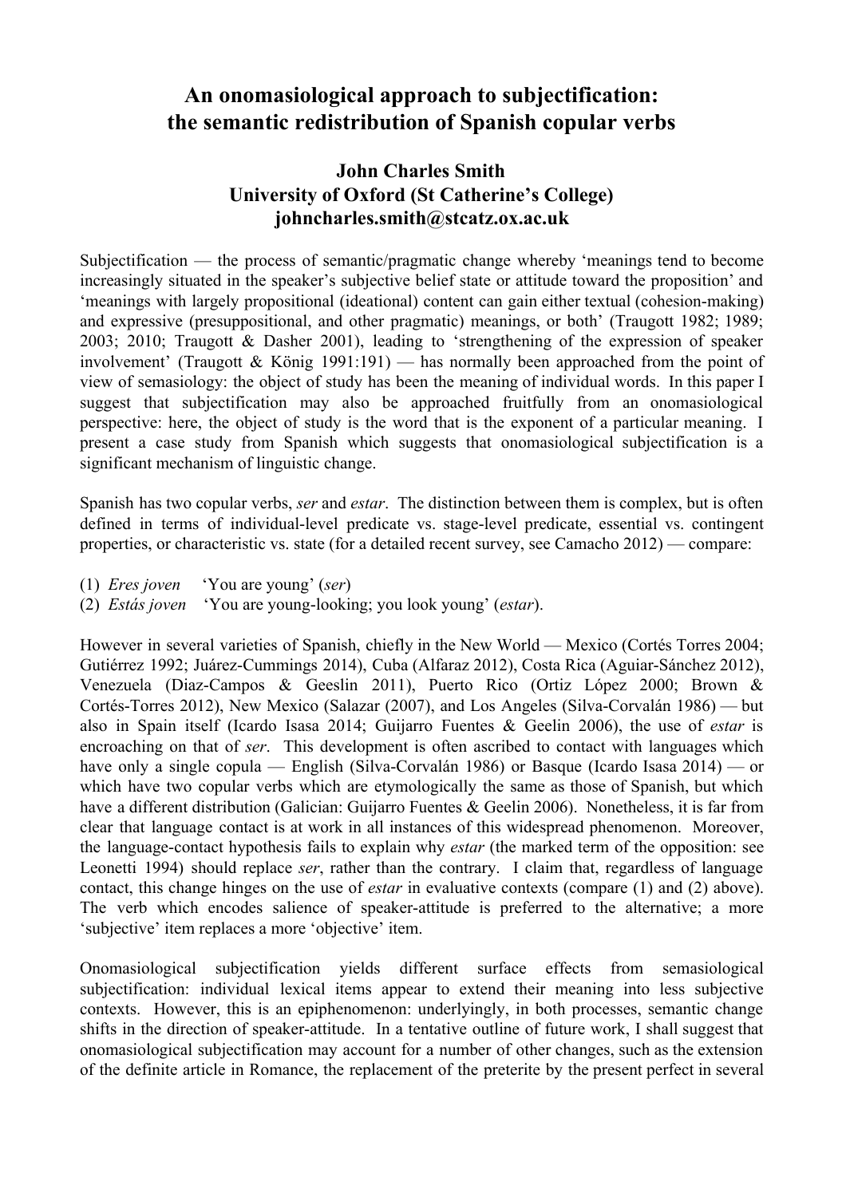# An onomasiological approach to subjectification: the semantic redistribution of Spanish copular verbs

**John Charles Smith**
**University of Oxford (St Catherine's College)**
**johncharles.smith@stcatz.ox.ac.uk**

Subjectification — the process of semantic/pragmatic change whereby 'meanings tend to become increasingly situated in the speaker's subjective belief state or attitude toward the proposition' and 'meanings with largely propositional (ideational) content can gain either textual (cohesion-making) and expressive (presuppositional, and other pragmatic) meanings, or both' (Traugott 1982; 1989; 2003; 2010; Traugott & Dasher 2001), leading to 'strengthening of the expression of speaker involvement' (Traugott & König 1991:191) — has normally been approached from the point of view of semasiology: the object of study has been the meaning of individual words. In this paper I suggest that subjectification may also be approached fruitfully from an onomasiological perspective: here, the object of study is the word that is the exponent of a particular meaning. I present a case study from Spanish which suggests that onomasiological subjectification is a significant mechanism of linguistic change.

Spanish has two copular verbs, *ser* and *estar*. The distinction between them is complex, but is often defined in terms of individual-level predicate vs. stage-level predicate, essential vs. contingent properties, or characteristic vs. state (for a detailed recent survey, see Camacho 2012) — compare:

(1) *Eres joven* 'You are young' (*ser*)
(2) *Estás joven* 'You are young-looking; you look young' (*estar*).

However in several varieties of Spanish, chiefly in the New World — Mexico (Cortés Torres 2004; Gutiérrez 1992; Juárez-Cummings 2014), Cuba (Alfaraz 2012), Costa Rica (Aguiar-Sánchez 2012), Venezuela (Diaz-Campos & Geeslin 2011), Puerto Rico (Ortiz López 2000; Brown & Cortés-Torres 2012), New Mexico (Salazar (2007), and Los Angeles (Silva-Corvalán 1986) — but also in Spain itself (Icardo Isasa 2014; Guijarro Fuentes & Geelin 2006), the use of *estar* is encroaching on that of *ser*. This development is often ascribed to contact with languages which have only a single copula — English (Silva-Corvalán 1986) or Basque (Icardo Isasa 2014) — or which have two copular verbs which are etymologically the same as those of Spanish, but which have a different distribution (Galician: Guijarro Fuentes & Geelin 2006). Nonetheless, it is far from clear that language contact is at work in all instances of this widespread phenomenon. Moreover, the language-contact hypothesis fails to explain why *estar* (the marked term of the opposition: see Leonetti 1994) should replace *ser*, rather than the contrary. I claim that, regardless of language contact, this change hinges on the use of *estar* in evaluative contexts (compare (1) and (2) above). The verb which encodes salience of speaker-attitude is preferred to the alternative; a more 'subjective' item replaces a more 'objective' item.

Onomasiological subjectification yields different surface effects from semasiological subjectification: individual lexical items appear to extend their meaning into less subjective contexts. However, this is an epiphenomenon: underlyingly, in both processes, semantic change shifts in the direction of speaker-attitude. In a tentative outline of future work, I shall suggest that onomasiological subjectification may account for a number of other changes, such as the extension of the definite article in Romance, the replacement of the preterite by the present perfect in several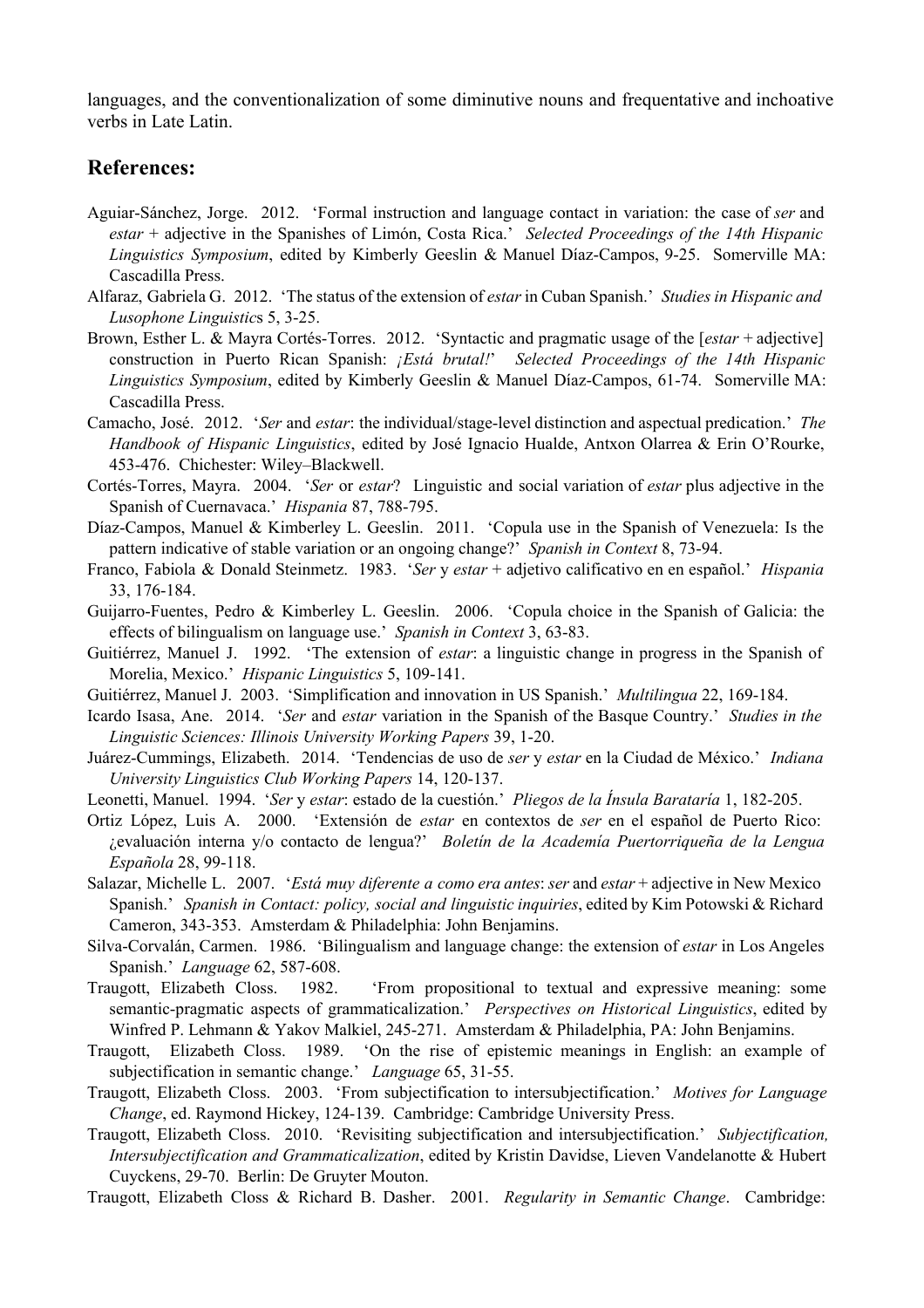languages, and the conventionalization of some diminutive nouns and frequentative and inchoative verbs in Late Latin.

## References:

Aguiar-Sánchez, Jorge. 2012. 'Formal instruction and language contact in variation: the case of *ser* and *estar* + adjective in the Spanishes of Limón, Costa Rica.' *Selected Proceedings of the 14th Hispanic Linguistics Symposium*, edited by Kimberly Geeslin & Manuel Díaz-Campos, 9-25. Somerville MA: Cascadilla Press.

Alfaraz, Gabriela G. 2012. 'The status of the extension of *estar* in Cuban Spanish.' *Studies in Hispanic and Lusophone Linguistics* 5, 3-25.

Brown, Esther L. & Mayra Cortés-Torres. 2012. 'Syntactic and pragmatic usage of the [*estar* + adjective] construction in Puerto Rican Spanish: *¡Está brutal!*' *Selected Proceedings of the 14th Hispanic Linguistics Symposium*, edited by Kimberly Geeslin & Manuel Díaz-Campos, 61-74. Somerville MA: Cascadilla Press.

Camacho, José. 2012. '*Ser* and *estar*: the individual/stage-level distinction and aspectual predication.' *The Handbook of Hispanic Linguistics*, edited by José Ignacio Hualde, Antxon Olarrea & Erin O'Rourke, 453-476. Chichester: Wiley–Blackwell.

Cortés-Torres, Mayra. 2004. '*Ser* or *estar*? Linguistic and social variation of *estar* plus adjective in the Spanish of Cuernavaca.' *Hispania* 87, 788-795.

Díaz-Campos, Manuel & Kimberley L. Geeslin. 2011. 'Copula use in the Spanish of Venezuela: Is the pattern indicative of stable variation or an ongoing change?' *Spanish in Context* 8, 73-94.

Franco, Fabiola & Donald Steinmetz. 1983. '*Ser* y *estar* + adjetivo calificativo en en español.' *Hispania* 33, 176-184.

Guijarro-Fuentes, Pedro & Kimberley L. Geeslin. 2006. 'Copula choice in the Spanish of Galicia: the effects of bilingualism on language use.' *Spanish in Context* 3, 63-83.

Guitiérrez, Manuel J. 1992. 'The extension of *estar*: a linguistic change in progress in the Spanish of Morelia, Mexico.' *Hispanic Linguistics* 5, 109-141.

Guitiérrez, Manuel J. 2003. 'Simplification and innovation in US Spanish.' *Multilingua* 22, 169-184.

Icardo Isasa, Ane. 2014. '*Ser* and *estar* variation in the Spanish of the Basque Country.' *Studies in the Linguistic Sciences: Illinois University Working Papers* 39, 1-20.

Juárez-Cummings, Elizabeth. 2014. 'Tendencias de uso de *ser* y *estar* en la Ciudad de México.' *Indiana University Linguistics Club Working Papers* 14, 120-137.

Leonetti, Manuel. 1994. '*Ser* y *estar*: estado de la cuestión.' *Pliegos de la Ínsula Barataría* 1, 182-205.

Ortiz López, Luis A. 2000. 'Extensión de *estar* en contextos de *ser* en el español de Puerto Rico: ¿evaluación interna y/o contacto de lengua?' *Boletín de la Académia Puertorriqueña de la Lengua Española* 28, 99-118.

Salazar, Michelle L. 2007. '*Está muy diferente a como era antes*: *ser* and *estar* + adjective in New Mexico Spanish.' *Spanish in Contact: policy, social and linguistic inquiries*, edited by Kim Potowski & Richard Cameron, 343-353. Amsterdam & Philadelphia: John Benjamins.

Silva-Corvalán, Carmen. 1986. 'Bilingualism and language change: the extension of *estar* in Los Angeles Spanish.' *Language* 62, 587-608.

Traugott, Elizabeth Closs. 1982. 'From propositional to textual and expressive meaning: some semantic-pragmatic aspects of grammaticalization.' *Perspectives on Historical Linguistics*, edited by Winfred P. Lehmann & Yakov Malkiel, 245-271. Amsterdam & Philadelphia, PA: John Benjamins.

Traugott, Elizabeth Closs. 1989. 'On the rise of epistemic meanings in English: an example of subjectification in semantic change.' *Language* 65, 31-55.

Traugott, Elizabeth Closs. 2003. 'From subjectification to intersubjectification.' *Motives for Language Change*, ed. Raymond Hickey, 124-139. Cambridge: Cambridge University Press.

Traugott, Elizabeth Closs. 2010. 'Revisiting subjectification and intersubjectification.' *Subjectification, Intersubjectification and Grammaticalization*, edited by Kristin Davidse, Lieven Vandelanotte & Hubert Cuyckens, 29-70. Berlin: De Gruyter Mouton.

Traugott, Elizabeth Closs & Richard B. Dasher. 2001. *Regularity in Semantic Change*. Cambridge: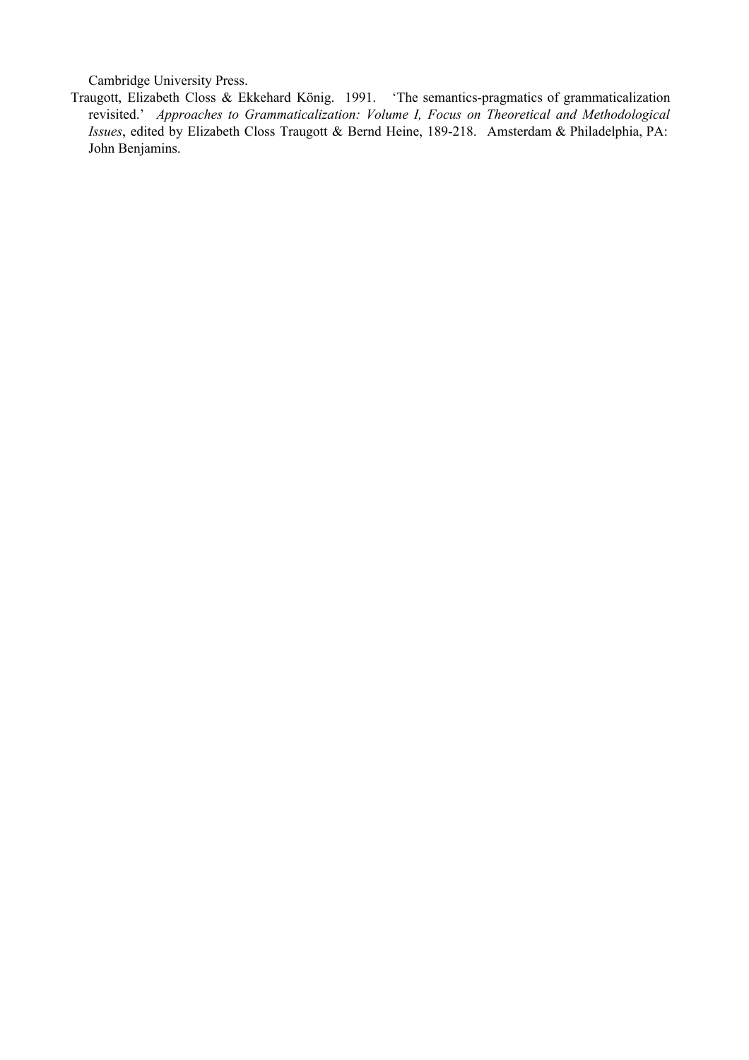Cambridge University Press.

Traugott, Elizabeth Closs & Ekkehard König. 1991. 'The semantics-pragmatics of grammaticalization revisited.' *Approaches to Grammaticalization: Volume I, Focus on Theoretical and Methodological Issues*, edited by Elizabeth Closs Traugott & Bernd Heine, 189-218. Amsterdam & Philadelphia, PA: John Benjamins.